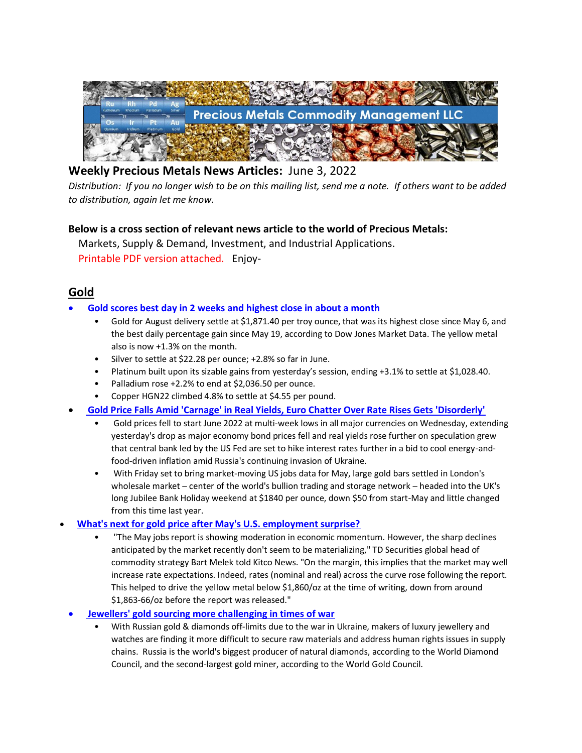Precious Metals Commodity Management LLC

**Weekly Precious Metals News Articles:** June 3, 2022

*Distribution: If you no longer wish to be on this mailing list, send me a note. If others want to be added to distribution, again let me know.*

**Below is a cross section of relevant news article to the world of Precious Metals:**

Markets, Supply & Demand, Investment, and Industrial Applications.

Printable PDF version attached. Enjoy-

## Gold

- **Gold scores best day in 2 weeks and highest close in about a month**
  - Gold for August delivery settle at $1,871.40 per troy ounce, that was its highest close since May 6, and the best daily percentage gain since May 19, according to Dow Jones Market Data. The yellow metal also is now +1.3% on the month.
  - Silver to settle at $22.28 per ounce; +2.8% so far in June.
  - Platinum built upon its sizable gains from yesterday's session, ending +3.1% to settle at $1,028.40.
  - Palladium rose +2.2% to end at $2,036.50 per ounce.
  - Copper HGN22 climbed 4.8% to settle at $4.55 per pound.
- **Gold Price Falls Amid 'Carnage' in Real Yields, Euro Chatter Over Rate Rises Gets 'Disorderly'**
  - Gold prices fell to start June 2022 at multi-week lows in all major currencies on Wednesday, extending yesterday's drop as major economy bond prices fell and real yields rose further on speculation grew that central bank led by the US Fed are set to hike interest rates further in a bid to cool energy-and-food-driven inflation amid Russia's continuing invasion of Ukraine.
  - With Friday set to bring market-moving US jobs data for May, large gold bars settled in London's wholesale market – center of the world's bullion trading and storage network – headed into the UK's long Jubilee Bank Holiday weekend at $1840 per ounce, down $50 from start-May and little changed from this time last year.
- **What's next for gold price after May's U.S. employment surprise?**
  - "The May jobs report is showing moderation in economic momentum. However, the sharp declines anticipated by the market recently don't seem to be materializing," TD Securities global head of commodity strategy Bart Melek told Kitco News. "On the margin, this implies that the market may well increase rate expectations. Indeed, rates (nominal and real) across the curve rose following the report. This helped to drive the yellow metal below $1,860/oz at the time of writing, down from around $1,863-66/oz before the report was released."
- **Jewellers' gold sourcing more challenging in times of war**
  - With Russian gold & diamonds off-limits due to the war in Ukraine, makers of luxury jewellery and watches are finding it more difficult to secure raw materials and address human rights issues in supply chains. Russia is the world's biggest producer of natural diamonds, according to the World Diamond Council, and the second-largest gold miner, according to the World Gold Council.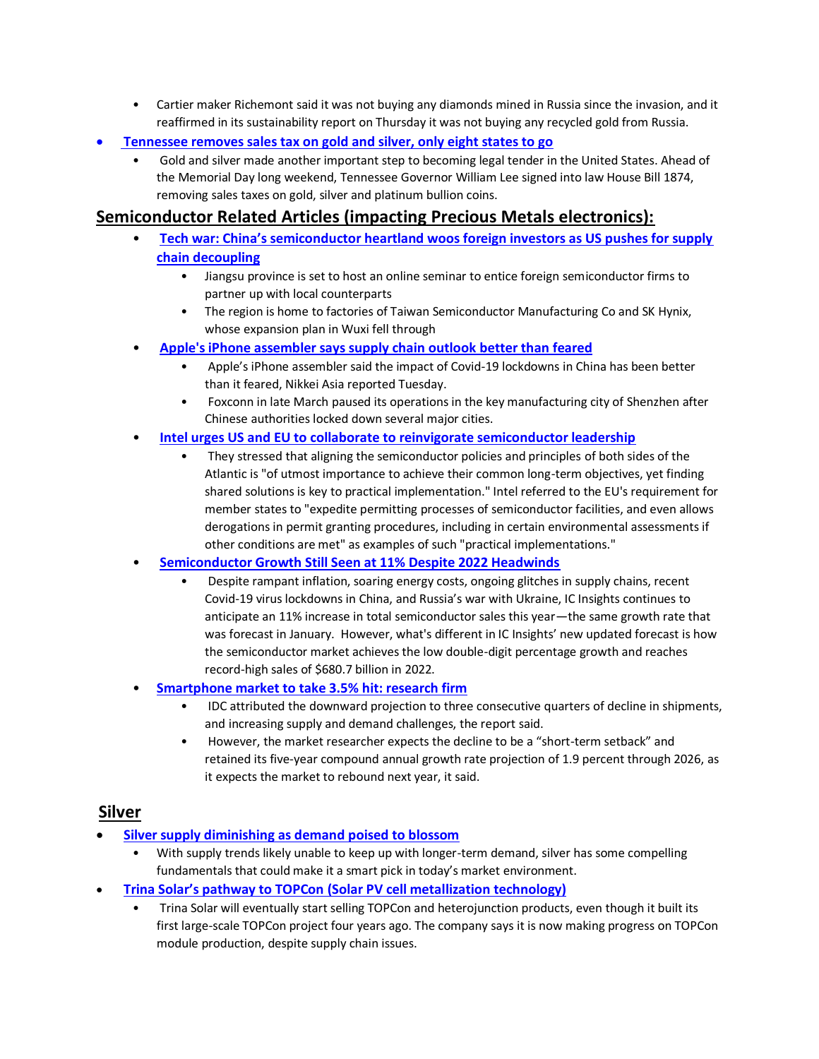- Cartier maker Richemont said it was not buying any diamonds mined in Russia since the invasion, and it reaffirmed in its sustainability report on Thursday it was not buying any recycled gold from Russia.

- **Tennessee removes sales tax on gold and silver, only eight states to go**
  - Gold and silver made another important step to becoming legal tender in the United States. Ahead of the Memorial Day long weekend, Tennessee Governor William Lee signed into law House Bill 1874, removing sales taxes on gold, silver and platinum bullion coins.

## Semiconductor Related Articles (impacting Precious Metals electronics):

- **Tech war: China's semiconductor heartland woos foreign investors as US pushes for supply chain decoupling**
  - Jiangsu province is set to host an online seminar to entice foreign semiconductor firms to partner up with local counterparts
  - The region is home to factories of Taiwan Semiconductor Manufacturing Co and SK Hynix, whose expansion plan in Wuxi fell through
- **Apple's iPhone assembler says supply chain outlook better than feared**
  - Apple's iPhone assembler said the impact of Covid-19 lockdowns in China has been better than it feared, Nikkei Asia reported Tuesday.
  - Foxconn in late March paused its operations in the key manufacturing city of Shenzhen after Chinese authorities locked down several major cities.
- **Intel urges US and EU to collaborate to reinvigorate semiconductor leadership**
  - They stressed that aligning the semiconductor policies and principles of both sides of the Atlantic is "of utmost importance to achieve their common long-term objectives, yet finding shared solutions is key to practical implementation." Intel referred to the EU's requirement for member states to "expedite permitting processes of semiconductor facilities, and even allows derogations in permit granting procedures, including in certain environmental assessments if other conditions are met" as examples of such "practical implementations."
- **Semiconductor Growth Still Seen at 11% Despite 2022 Headwinds**
  - Despite rampant inflation, soaring energy costs, ongoing glitches in supply chains, recent Covid-19 virus lockdowns in China, and Russia's war with Ukraine, IC Insights continues to anticipate an 11% increase in total semiconductor sales this year—the same growth rate that was forecast in January. However, what's different in IC Insights' new updated forecast is how the semiconductor market achieves the low double-digit percentage growth and reaches record-high sales of $680.7 billion in 2022.
- **Smartphone market to take 3.5% hit: research firm**
  - IDC attributed the downward projection to three consecutive quarters of decline in shipments, and increasing supply and demand challenges, the report said.
  - However, the market researcher expects the decline to be a "short-term setback" and retained its five-year compound annual growth rate projection of 1.9 percent through 2026, as it expects the market to rebound next year, it said.

## Silver

- **Silver supply diminishing as demand poised to blossom**
  - With supply trends likely unable to keep up with longer-term demand, silver has some compelling fundamentals that could make it a smart pick in today's market environment.
- **Trina Solar's pathway to TOPCon (Solar PV cell metallization technology)**
  - Trina Solar will eventually start selling TOPCon and heterojunction products, even though it built its first large-scale TOPCon project four years ago. The company says it is now making progress on TOPCon module production, despite supply chain issues.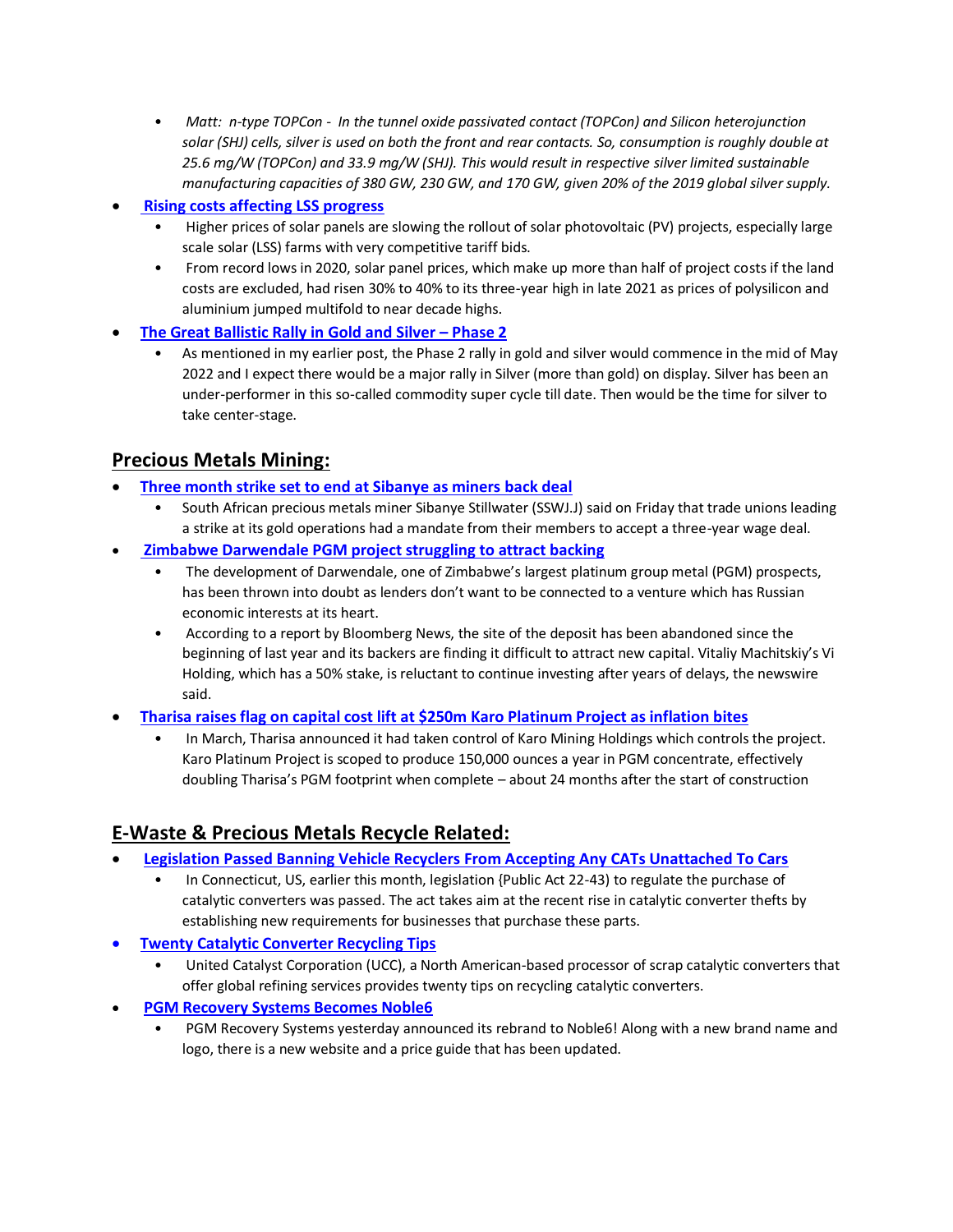- *Matt: n-type TOPCon - In the tunnel oxide passivated contact (TOPCon) and Silicon heterojunction solar (SHJ) cells, silver is used on both the front and rear contacts. So, consumption is roughly double at 25.6 mg/W (TOPCon) and 33.9 mg/W (SHJ). This would result in respective silver limited sustainable manufacturing capacities of 380 GW, 230 GW, and 170 GW, given 20% of the 2019 global silver supply.*

- **Rising costs affecting LSS progress**
  - Higher prices of solar panels are slowing the rollout of solar photovoltaic (PV) projects, especially large scale solar (LSS) farms with very competitive tariff bids.
  - From record lows in 2020, solar panel prices, which make up more than half of project costs if the land costs are excluded, had risen 30% to 40% to its three-year high in late 2021 as prices of polysilicon and aluminium jumped multifold to near decade highs.
- **The Great Ballistic Rally in Gold and Silver – Phase 2**
  - As mentioned in my earlier post, the Phase 2 rally in gold and silver would commence in the mid of May 2022 and I expect there would be a major rally in Silver (more than gold) on display. Silver has been an under-performer in this so-called commodity super cycle till date. Then would be the time for silver to take center-stage.

## Precious Metals Mining:

- **Three month strike set to end at Sibanye as miners back deal**
  - South African precious metals miner Sibanye Stillwater (SSWJ.J) said on Friday that trade unions leading a strike at its gold operations had a mandate from their members to accept a three-year wage deal.
- **Zimbabwe Darwendale PGM project struggling to attract backing**
  - The development of Darwendale, one of Zimbabwe's largest platinum group metal (PGM) prospects, has been thrown into doubt as lenders don't want to be connected to a venture which has Russian economic interests at its heart.
  - According to a report by Bloomberg News, the site of the deposit has been abandoned since the beginning of last year and its backers are finding it difficult to attract new capital. Vitaliy Machitskiy's Vi Holding, which has a 50% stake, is reluctant to continue investing after years of delays, the newswire said.
- **Tharisa raises flag on capital cost lift at $250m Karo Platinum Project as inflation bites**
  - In March, Tharisa announced it had taken control of Karo Mining Holdings which controls the project. Karo Platinum Project is scoped to produce 150,000 ounces a year in PGM concentrate, effectively doubling Tharisa's PGM footprint when complete – about 24 months after the start of construction

## E-Waste & Precious Metals Recycle Related:

- **Legislation Passed Banning Vehicle Recyclers From Accepting Any CATs Unattached To Cars**
  - In Connecticut, US, earlier this month, legislation {Public Act 22-43) to regulate the purchase of catalytic converters was passed. The act takes aim at the recent rise in catalytic converter thefts by establishing new requirements for businesses that purchase these parts.
- **Twenty Catalytic Converter Recycling Tips**
  - United Catalyst Corporation (UCC), a North American-based processor of scrap catalytic converters that offer global refining services provides twenty tips on recycling catalytic converters.
- **PGM Recovery Systems Becomes Noble6**
  - PGM Recovery Systems yesterday announced its rebrand to Noble6! Along with a new brand name and logo, there is a new website and a price guide that has been updated.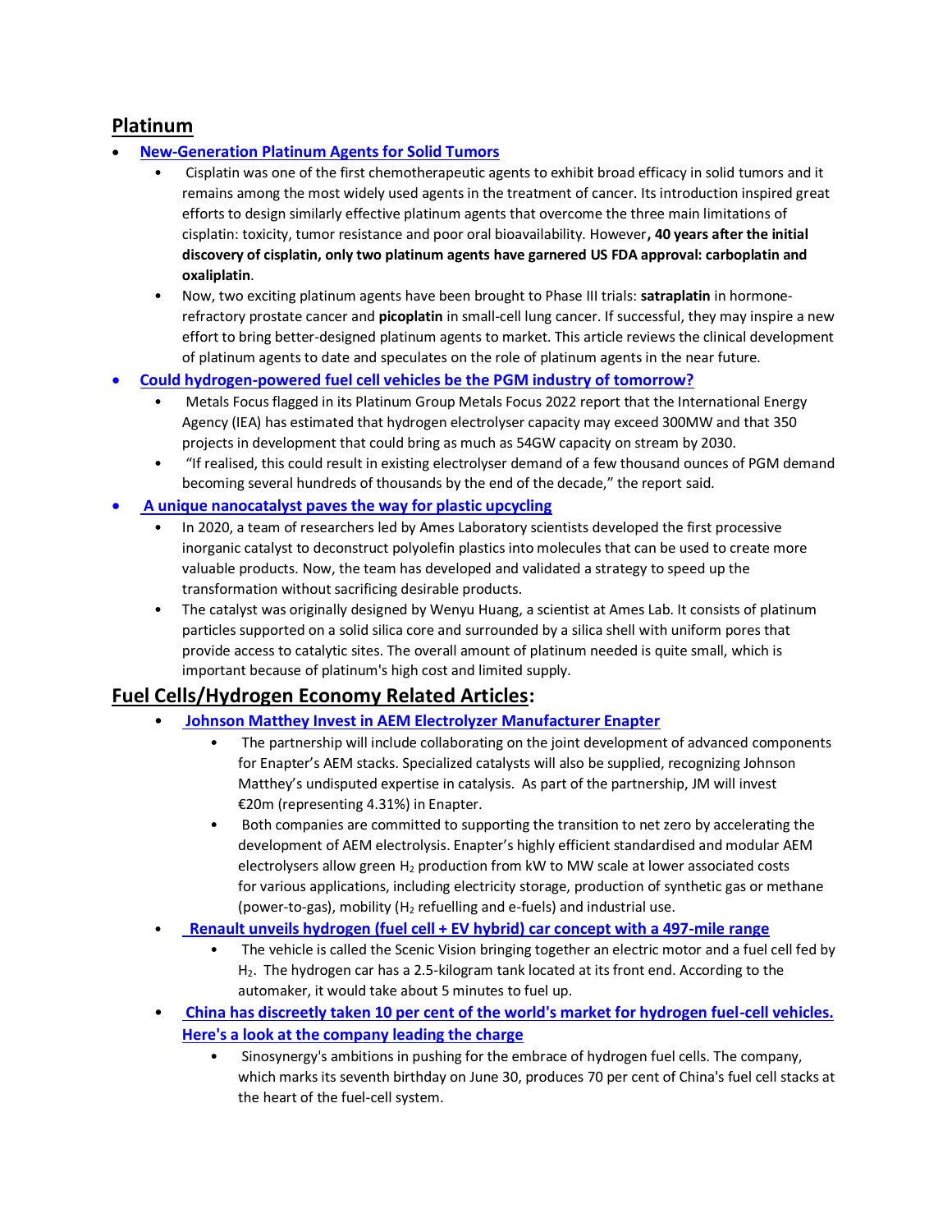## Platinum

- **New-Generation Platinum Agents for Solid Tumors**
    - Cisplatin was one of the first chemotherapeutic agents to exhibit broad efficacy in solid tumors and it remains among the most widely used agents in the treatment of cancer. Its introduction inspired great efforts to design similarly effective platinum agents that overcome the three main limitations of cisplatin: toxicity, tumor resistance and poor oral bioavailability. However**, 40 years after the initial discovery of cisplatin, only two platinum agents have garnered US FDA approval: carboplatin and oxaliplatin**.
    - Now, two exciting platinum agents have been brought to Phase III trials: **satraplatin** in hormone-refractory prostate cancer and **picoplatin** in small-cell lung cancer. If successful, they may inspire a new effort to bring better-designed platinum agents to market. This article reviews the clinical development of platinum agents to date and speculates on the role of platinum agents in the near future.
- **Could hydrogen-powered fuel cell vehicles be the PGM industry of tomorrow?**
    - Metals Focus flagged in its Platinum Group Metals Focus 2022 report that the International Energy Agency (IEA) has estimated that hydrogen electrolyser capacity may exceed 300MW and that 350 projects in development that could bring as much as 54GW capacity on stream by 2030.
    - "If realised, this could result in existing electrolyser demand of a few thousand ounces of PGM demand becoming several hundreds of thousands by the end of the decade," the report said.
- **A unique nanocatalyst paves the way for plastic upcycling**
    - In 2020, a team of researchers led by Ames Laboratory scientists developed the first processive inorganic catalyst to deconstruct polyolefin plastics into molecules that can be used to create more valuable products. Now, the team has developed and validated a strategy to speed up the transformation without sacrificing desirable products.
    - The catalyst was originally designed by Wenyu Huang, a scientist at Ames Lab. It consists of platinum particles supported on a solid silica core and surrounded by a silica shell with uniform pores that provide access to catalytic sites. The overall amount of platinum needed is quite small, which is important because of platinum's high cost and limited supply.

## Fuel Cells/Hydrogen Economy Related Articles:

- **Johnson Matthey Invest in AEM Electrolyzer Manufacturer Enapter**
    - The partnership will include collaborating on the joint development of advanced components for Enapter's AEM stacks. Specialized catalysts will also be supplied, recognizing Johnson Matthey's undisputed expertise in catalysis. As part of the partnership, JM will invest €20m (representing 4.31%) in Enapter.
    - Both companies are committed to supporting the transition to net zero by accelerating the development of AEM electrolysis. Enapter's highly efficient standardised and modular AEM electrolysers allow green $H_2$ production from kW to MW scale at lower associated costs for various applications, including electricity storage, production of synthetic gas or methane (power-to-gas), mobility ($H_2$ refuelling and e-fuels) and industrial use.
- **Renault unveils hydrogen (fuel cell + EV hybrid) car concept with a 497-mile range**
    - The vehicle is called the Scenic Vision bringing together an electric motor and a fuel cell fed by $H_2$. The hydrogen car has a 2.5-kilogram tank located at its front end. According to the automaker, it would take about 5 minutes to fuel up.
- **China has discreetly taken 10 per cent of the world's market for hydrogen fuel-cell vehicles. Here's a look at the company leading the charge**
    - Sinosynergy's ambitions in pushing for the embrace of hydrogen fuel cells. The company, which marks its seventh birthday on June 30, produces 70 per cent of China's fuel cell stacks at the heart of the fuel-cell system.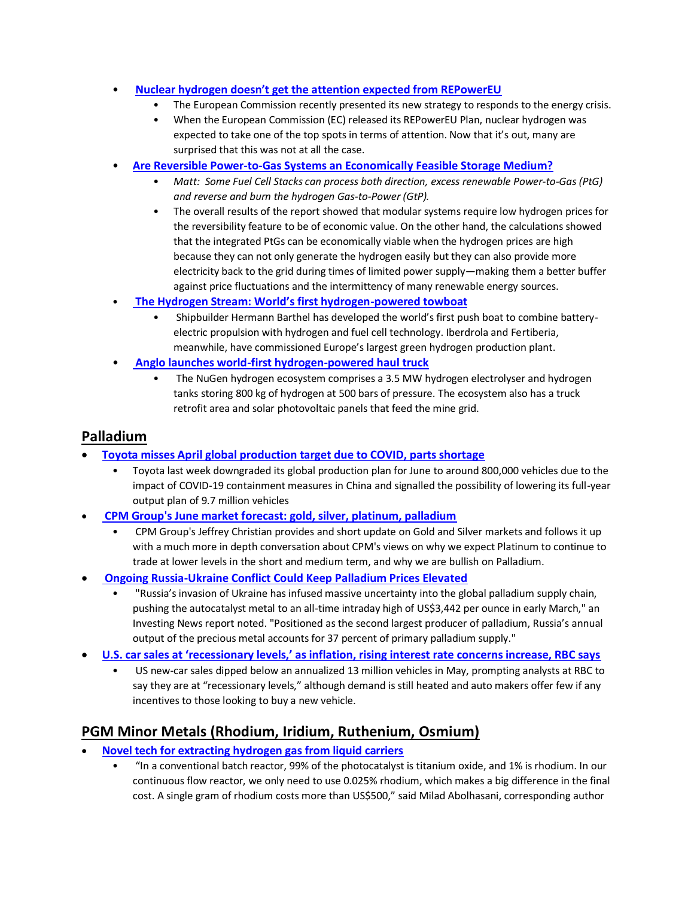- **Nuclear hydrogen doesn't get the attention expected from REPowerEU**
  - The European Commission recently presented its new strategy to responds to the energy crisis.
  - When the European Commission (EC) released its REPowerEU Plan, nuclear hydrogen was expected to take one of the top spots in terms of attention. Now that it's out, many are surprised that this was not at all the case.
- **Are Reversible Power-to-Gas Systems an Economically Feasible Storage Medium?**
  - *Matt: Some Fuel Cell Stacks can process both direction, excess renewable Power-to-Gas (PtG) and reverse and burn the hydrogen Gas-to-Power (GtP).*
  - The overall results of the report showed that modular systems require low hydrogen prices for the reversibility feature to be of economic value. On the other hand, the calculations showed that the integrated PtGs can be economically viable when the hydrogen prices are high because they can not only generate the hydrogen easily but they can also provide more electricity back to the grid during times of limited power supply—making them a better buffer against price fluctuations and the intermittency of many renewable energy sources.
- **The Hydrogen Stream: World's first hydrogen-powered towboat**
  - Shipbuilder Hermann Barthel has developed the world's first push boat to combine battery-electric propulsion with hydrogen and fuel cell technology. Iberdrola and Fertiberia, meanwhile, have commissioned Europe's largest green hydrogen production plant.
- **Anglo launches world-first hydrogen-powered haul truck**
  - The NuGen hydrogen ecosystem comprises a 3.5 MW hydrogen electrolyser and hydrogen tanks storing 800 kg of hydrogen at 500 bars of pressure. The ecosystem also has a truck retrofit area and solar photovoltaic panels that feed the mine grid.

## Palladium

- **Toyota misses April global production target due to COVID, parts shortage**
  - Toyota last week downgraded its global production plan for June to around 800,000 vehicles due to the impact of COVID-19 containment measures in China and signalled the possibility of lowering its full-year output plan of 9.7 million vehicles
- **CPM Group's June market forecast: gold, silver, platinum, palladium**
  - CPM Group's Jeffrey Christian provides and short update on Gold and Silver markets and follows it up with a much more in depth conversation about CPM's views on why we expect Platinum to continue to trade at lower levels in the short and medium term, and why we are bullish on Palladium.
- **Ongoing Russia-Ukraine Conflict Could Keep Palladium Prices Elevated**
  - "Russia's invasion of Ukraine has infused massive uncertainty into the global palladium supply chain, pushing the autocatalyst metal to an all-time intraday high of US$3,442 per ounce in early March," an Investing News report noted. "Positioned as the second largest producer of palladium, Russia's annual output of the precious metal accounts for 37 percent of primary palladium supply."
- **U.S. car sales at 'recessionary levels,' as inflation, rising interest rate concerns increase, RBC says**
  - US new-car sales dipped below an annualized 13 million vehicles in May, prompting analysts at RBC to say they are at "recessionary levels," although demand is still heated and auto makers offer few if any incentives to those looking to buy a new vehicle.

## PGM Minor Metals (Rhodium, Iridium, Ruthenium, Osmium)

- **Novel tech for extracting hydrogen gas from liquid carriers**
  - "In a conventional batch reactor, 99% of the photocatalyst is titanium oxide, and 1% is rhodium. In our continuous flow reactor, we only need to use 0.025% rhodium, which makes a big difference in the final cost. A single gram of rhodium costs more than US$500," said Milad Abolhasani, corresponding author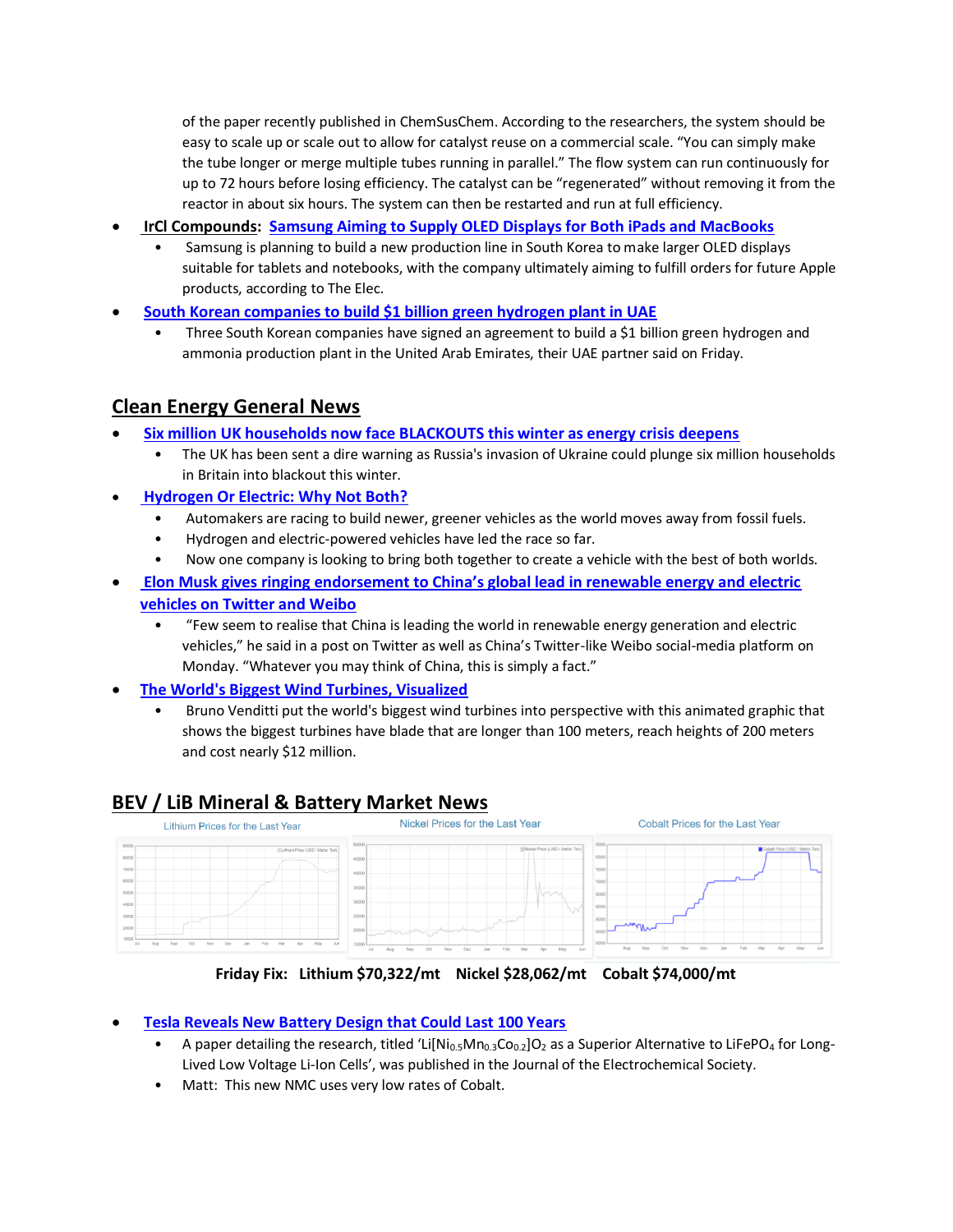of the paper recently published in ChemSusChem. According to the researchers, the system should be easy to scale up or scale out to allow for catalyst reuse on a commercial scale. “You can simply make the tube longer or merge multiple tubes running in parallel.” The flow system can run continuously for up to 72 hours before losing efficiency. The catalyst can be “regenerated” without removing it from the reactor in about six hours. The system can then be restarted and run at full efficiency.

- **IrCl Compounds**: **Samsung Aiming to Supply OLED Displays for Both iPads and MacBooks**
  - Samsung is planning to build a new production line in South Korea to make larger OLED displays suitable for tablets and notebooks, with the company ultimately aiming to fulfill orders for future Apple products, according to The Elec.
- **South Korean companies to build $1 billion green hydrogen plant in UAE**
  - Three South Korean companies have signed an agreement to build a $1 billion green hydrogen and ammonia production plant in the United Arab Emirates, their UAE partner said on Friday.

## Clean Energy General News

- **Six million UK households now face BLACKOUTS this winter as energy crisis deepens**
  - The UK has been sent a dire warning as Russia's invasion of Ukraine could plunge six million households in Britain into blackout this winter.
- **Hydrogen Or Electric: Why Not Both?**
  - Automakers are racing to build newer, greener vehicles as the world moves away from fossil fuels.
  - Hydrogen and electric-powered vehicles have led the race so far.
  - Now one company is looking to bring both together to create a vehicle with the best of both worlds.
- **Elon Musk gives ringing endorsement to China’s global lead in renewable energy and electric vehicles on Twitter and Weibo**
  - “Few seem to realise that China is leading the world in renewable energy generation and electric vehicles,” he said in a post on Twitter as well as China’s Twitter-like Weibo social-media platform on Monday. “Whatever you may think of China, this is simply a fact.”
- **The World's Biggest Wind Turbines, Visualized**
  - Bruno Venditti put the world's biggest wind turbines into perspective with this animated graphic that shows the biggest turbines have blade that are longer than 100 meters, reach heights of 200 meters and cost nearly $12 million.

## BEV / LiB Mineral & Battery Market News

Lithium Prices for the Last Year — Nickel Prices for the Last Year — Cobalt Prices for the Last Year

**Friday Fix: Lithium $70,322/mt Nickel $28,062/mt Cobalt $74,000/mt**

- **Tesla Reveals New Battery Design that Could Last 100 Years**
  - A paper detailing the research, titled ‘$Li[Ni_{0.5}Mn_{0.3}Co_{0.2}]O_2$ as a Superior Alternative to $LiFePO_4$ for Long-Lived Low Voltage Li-Ion Cells’, was published in the Journal of the Electrochemical Society.
  - Matt: This new NMC uses very low rates of Cobalt.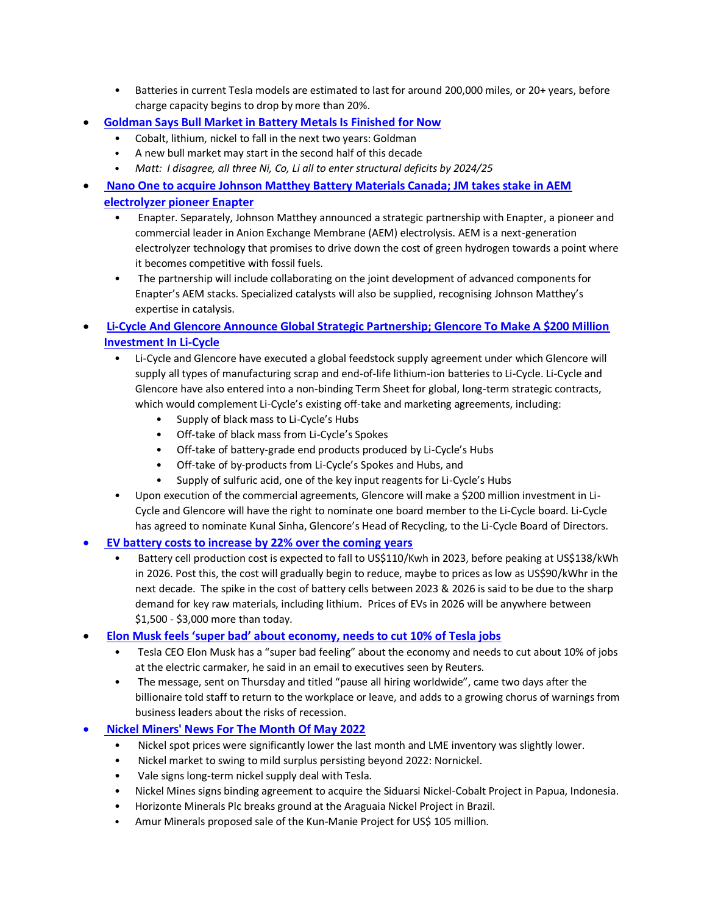- Batteries in current Tesla models are estimated to last for around 200,000 miles, or 20+ years, before charge capacity begins to drop by more than 20%.

- **Goldman Says Bull Market in Battery Metals Is Finished for Now**
  - Cobalt, lithium, nickel to fall in the next two years: Goldman
  - A new bull market may start in the second half of this decade
  - *Matt: I disagree, all three Ni, Co, Li all to enter structural deficits by 2024/25*
- **Nano One to acquire Johnson Matthey Battery Materials Canada; JM takes stake in AEM electrolyzer pioneer Enapter**
  - Enapter. Separately, Johnson Matthey announced a strategic partnership with Enapter, a pioneer and commercial leader in Anion Exchange Membrane (AEM) electrolysis. AEM is a next-generation electrolyzer technology that promises to drive down the cost of green hydrogen towards a point where it becomes competitive with fossil fuels.
  - The partnership will include collaborating on the joint development of advanced components for Enapter's AEM stacks. Specialized catalysts will also be supplied, recognising Johnson Matthey's expertise in catalysis.
- **Li-Cycle And Glencore Announce Global Strategic Partnership; Glencore To Make A $200 Million Investment In Li-Cycle**
  - Li-Cycle and Glencore have executed a global feedstock supply agreement under which Glencore will supply all types of manufacturing scrap and end-of-life lithium-ion batteries to Li-Cycle. Li-Cycle and Glencore have also entered into a non-binding Term Sheet for global, long-term strategic contracts, which would complement Li-Cycle's existing off-take and marketing agreements, including:
    - Supply of black mass to Li-Cycle's Hubs
    - Off-take of black mass from Li-Cycle's Spokes
    - Off-take of battery-grade end products produced by Li-Cycle's Hubs
    - Off-take of by-products from Li-Cycle's Spokes and Hubs, and
    - Supply of sulfuric acid, one of the key input reagents for Li-Cycle's Hubs
  - Upon execution of the commercial agreements, Glencore will make a $200 million investment in Li-Cycle and Glencore will have the right to nominate one board member to the Li-Cycle board. Li-Cycle has agreed to nominate Kunal Sinha, Glencore's Head of Recycling, to the Li-Cycle Board of Directors.
- **EV battery costs to increase by 22% over the coming years**
  - Battery cell production cost is expected to fall to US$110/Kwh in 2023, before peaking at US$138/kWh in 2026. Post this, the cost will gradually begin to reduce, maybe to prices as low as US$90/kWhr in the next decade. The spike in the cost of battery cells between 2023 & 2026 is said to be due to the sharp demand for key raw materials, including lithium. Prices of EVs in 2026 will be anywhere between $1,500 - $3,000 more than today.
- **Elon Musk feels 'super bad' about economy, needs to cut 10% of Tesla jobs**
  - Tesla CEO Elon Musk has a "super bad feeling" about the economy and needs to cut about 10% of jobs at the electric carmaker, he said in an email to executives seen by Reuters.
  - The message, sent on Thursday and titled "pause all hiring worldwide", came two days after the billionaire told staff to return to the workplace or leave, and adds to a growing chorus of warnings from business leaders about the risks of recession.
- **Nickel Miners' News For The Month Of May 2022**
  - Nickel spot prices were significantly lower the last month and LME inventory was slightly lower.
  - Nickel market to swing to mild surplus persisting beyond 2022: Nornickel.
  - Vale signs long-term nickel supply deal with Tesla.
  - Nickel Mines signs binding agreement to acquire the Siduarsi Nickel-Cobalt Project in Papua, Indonesia.
  - Horizonte Minerals Plc breaks ground at the Araguaia Nickel Project in Brazil.
  - Amur Minerals proposed sale of the Kun-Manie Project for US$ 105 million.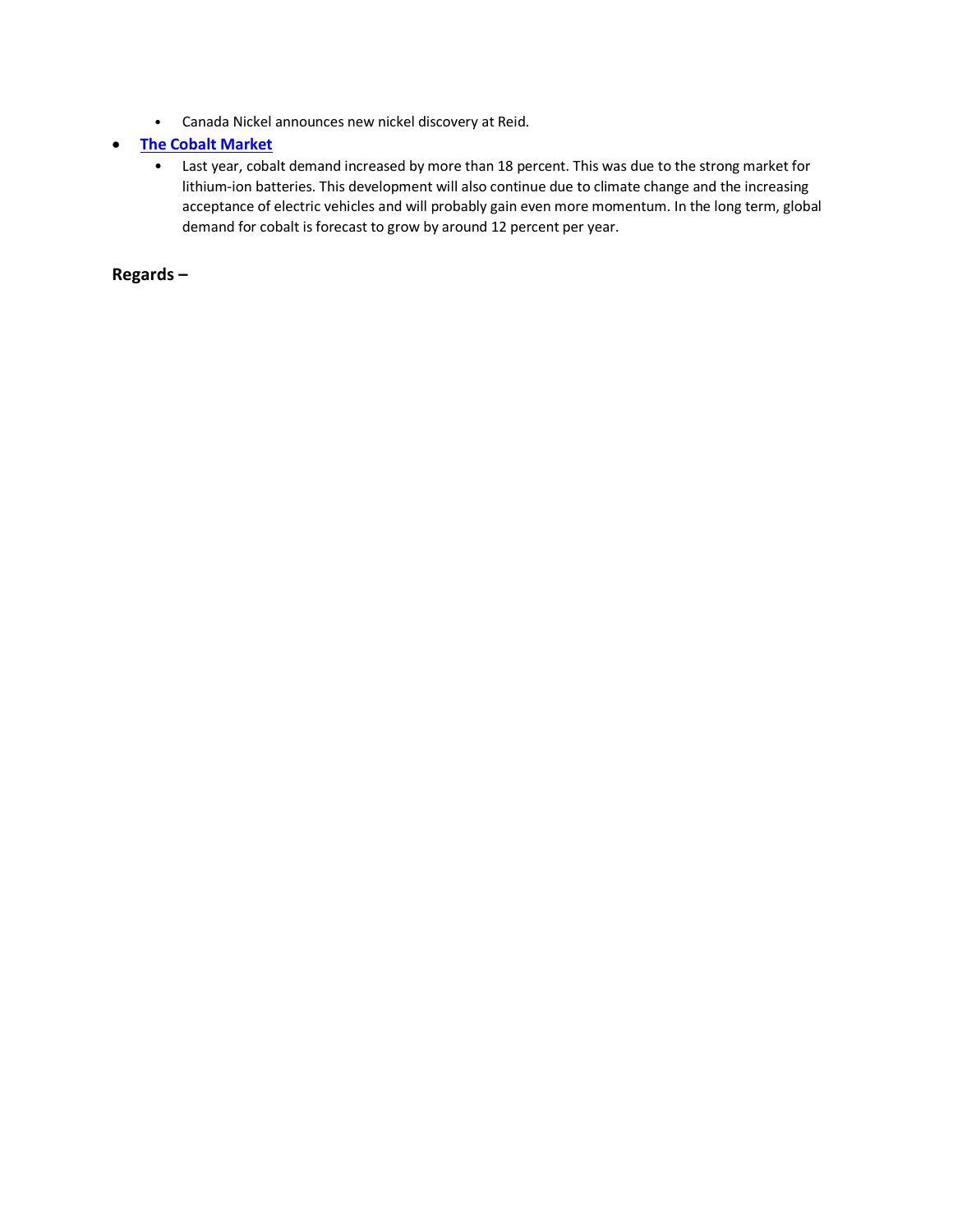- Canada Nickel announces new nickel discovery at Reid.
- **The Cobalt Market**
    - Last year, cobalt demand increased by more than 18 percent. This was due to the strong market for lithium-ion batteries. This development will also continue due to climate change and the increasing acceptance of electric vehicles and will probably gain even more momentum. In the long term, global demand for cobalt is forecast to grow by around 12 percent per year.

**Regards –**